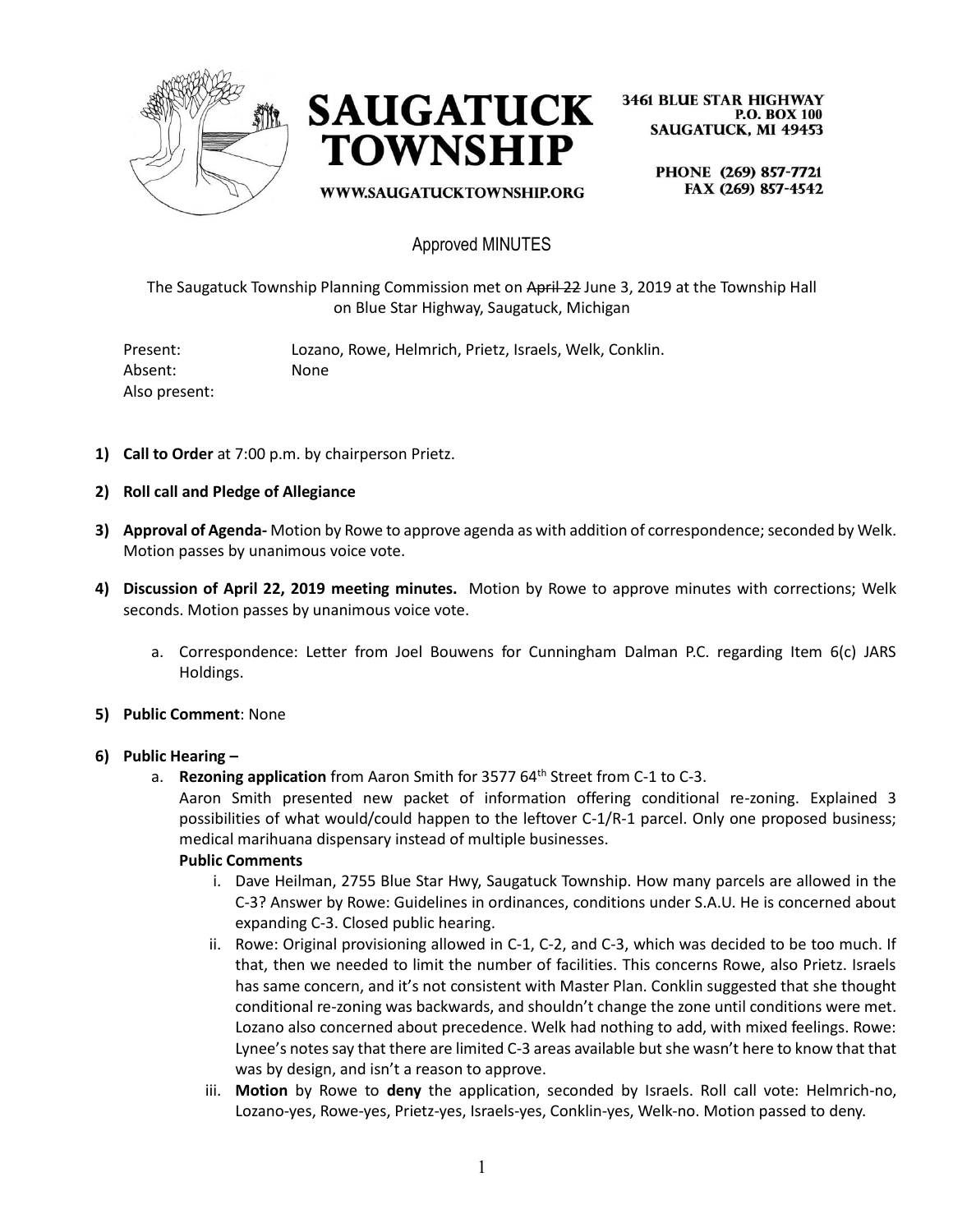**SAUGATUCK TOWNSHIP**

WWW.SAUGATUCKTOWNSHIP.ORG

3461 BLUE STAR HIGHWAY
P.O. BOX 100
SAUGATUCK, MI 49453

PHONE (269) 857-7721
FAX (269) 857-4542

# Approved MINUTES

The Saugatuck Township Planning Commission met on ~~April 22~~ June 3, 2019 at the Township Hall on Blue Star Highway, Saugatuck, Michigan

Present: Lozano, Rowe, Helmrich, Prietz, Israels, Welk, Conklin.
Absent: None
Also present:

1) **Call to Order** at 7:00 p.m. by chairperson Prietz.

2) **Roll call and Pledge of Allegiance**

3) **Approval of Agenda-** Motion by Rowe to approve agenda as with addition of correspondence; seconded by Welk. Motion passes by unanimous voice vote.

4) **Discussion of April 22, 2019 meeting minutes.** Motion by Rowe to approve minutes with corrections; Welk seconds. Motion passes by unanimous voice vote.

    a. Correspondence: Letter from Joel Bouwens for Cunningham Dalman P.C. regarding Item 6(c) JARS Holdings.

5) **Public Comment**: None

6) **Public Hearing –**

    a. **Rezoning application** from Aaron Smith for 3577 64th Street from C-1 to C-3.
    Aaron Smith presented new packet of information offering conditional re-zoning. Explained 3 possibilities of what would/could happen to the leftover C-1/R-1 parcel. Only one proposed business; medical marihuana dispensary instead of multiple businesses.

    **Public Comments**

    i. Dave Heilman, 2755 Blue Star Hwy, Saugatuck Township. How many parcels are allowed in the C-3? Answer by Rowe: Guidelines in ordinances, conditions under S.A.U. He is concerned about expanding C-3. Closed public hearing.
    ii. Rowe: Original provisioning allowed in C-1, C-2, and C-3, which was decided to be too much. If that, then we needed to limit the number of facilities. This concerns Rowe, also Prietz. Israels has same concern, and it's not consistent with Master Plan. Conklin suggested that she thought conditional re-zoning was backwards, and shouldn't change the zone until conditions were met. Lozano also concerned about precedence. Welk had nothing to add, with mixed feelings. Rowe: Lynee's notes say that there are limited C-3 areas available but she wasn't here to know that that was by design, and isn't a reason to approve.
    iii. **Motion** by Rowe to **deny** the application, seconded by Israels. Roll call vote: Helmrich-no, Lozano-yes, Rowe-yes, Prietz-yes, Israels-yes, Conklin-yes, Welk-no. Motion passed to deny.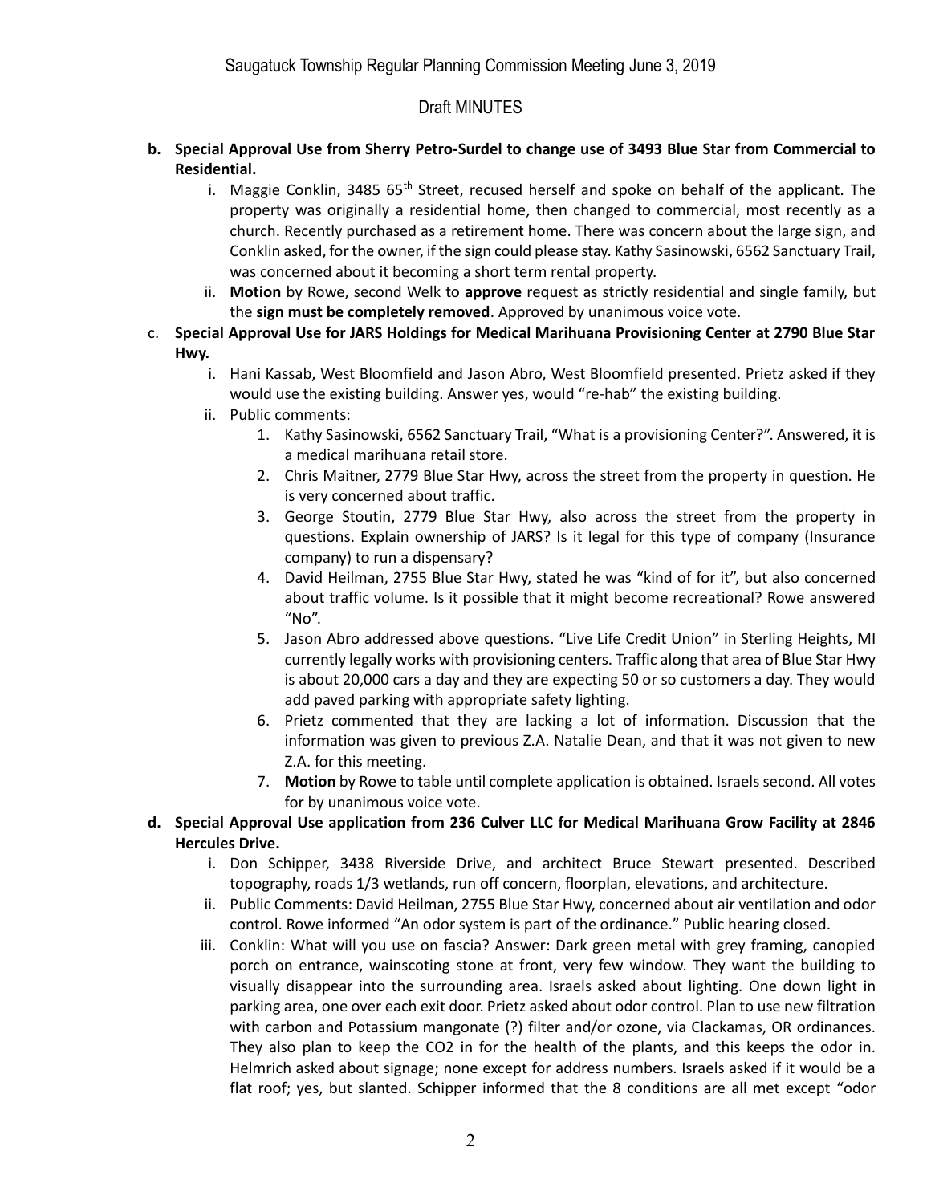Saugatuck Township Regular Planning Commission Meeting June 3, 2019

Draft MINUTES

- **b. Special Approval Use from Sherry Petro-Surdel to change use of 3493 Blue Star from Commercial to Residential.**
  - i. Maggie Conklin, 3485 65th Street, recused herself and spoke on behalf of the applicant. The property was originally a residential home, then changed to commercial, most recently as a church. Recently purchased as a retirement home. There was concern about the large sign, and Conklin asked, for the owner, if the sign could please stay. Kathy Sasinowski, 6562 Sanctuary Trail, was concerned about it becoming a short term rental property.
  - ii. **Motion** by Rowe, second Welk to **approve** request as strictly residential and single family, but the **sign must be completely removed**. Approved by unanimous voice vote.
- c. **Special Approval Use for JARS Holdings for Medical Marihuana Provisioning Center at 2790 Blue Star Hwy.**
  - i. Hani Kassab, West Bloomfield and Jason Abro, West Bloomfield presented. Prietz asked if they would use the existing building. Answer yes, would "re-hab" the existing building.
  - ii. Public comments:
    1. Kathy Sasinowski, 6562 Sanctuary Trail, "What is a provisioning Center?". Answered, it is a medical marihuana retail store.
    2. Chris Maitner, 2779 Blue Star Hwy, across the street from the property in question. He is very concerned about traffic.
    3. George Stoutin, 2779 Blue Star Hwy, also across the street from the property in questions. Explain ownership of JARS? Is it legal for this type of company (Insurance company) to run a dispensary?
    4. David Heilman, 2755 Blue Star Hwy, stated he was "kind of for it", but also concerned about traffic volume. Is it possible that it might become recreational? Rowe answered "No".
    5. Jason Abro addressed above questions. "Live Life Credit Union" in Sterling Heights, MI currently legally works with provisioning centers. Traffic along that area of Blue Star Hwy is about 20,000 cars a day and they are expecting 50 or so customers a day. They would add paved parking with appropriate safety lighting.
    6. Prietz commented that they are lacking a lot of information. Discussion that the information was given to previous Z.A. Natalie Dean, and that it was not given to new Z.A. for this meeting.
    7. **Motion** by Rowe to table until complete application is obtained. Israels second. All votes for by unanimous voice vote.
- **d. Special Approval Use application from 236 Culver LLC for Medical Marihuana Grow Facility at 2846 Hercules Drive.**
  - i. Don Schipper, 3438 Riverside Drive, and architect Bruce Stewart presented. Described topography, roads 1/3 wetlands, run off concern, floorplan, elevations, and architecture.
  - ii. Public Comments: David Heilman, 2755 Blue Star Hwy, concerned about air ventilation and odor control. Rowe informed "An odor system is part of the ordinance." Public hearing closed.
  - iii. Conklin: What will you use on fascia? Answer: Dark green metal with grey framing, canopied porch on entrance, wainscoting stone at front, very few window. They want the building to visually disappear into the surrounding area. Israels asked about lighting. One down light in parking area, one over each exit door. Prietz asked about odor control. Plan to use new filtration with carbon and Potassium mangonate (?) filter and/or ozone, via Clackamas, OR ordinances. They also plan to keep the $CO_2$ in for the health of the plants, and this keeps the odor in. Helmrich asked about signage; none except for address numbers. Israels asked if it would be a flat roof; yes, but slanted. Schipper informed that the 8 conditions are all met except "odor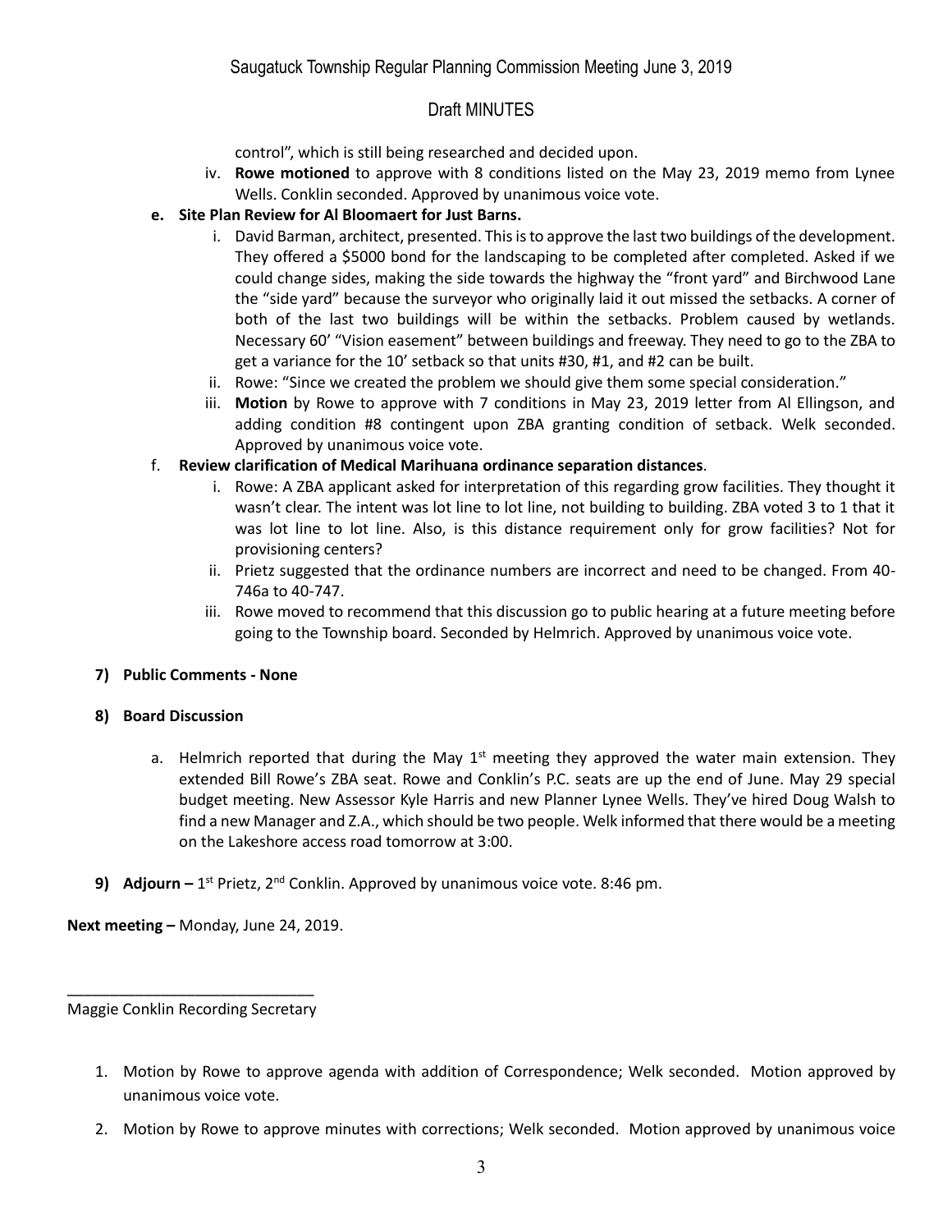control", which is still being researched and decided upon.

   iv. **Rowe motioned** to approve with 8 conditions listed on the May 23, 2019 memo from Lynee Wells. Conklin seconded. Approved by unanimous voice vote.

**e. Site Plan Review for Al Bloomaert for Just Barns.**

   i. David Barman, architect, presented. This is to approve the last two buildings of the development. They offered a $5000 bond for the landscaping to be completed after completed. Asked if we could change sides, making the side towards the highway the "front yard" and Birchwood Lane the "side yard" because the surveyor who originally laid it out missed the setbacks. A corner of both of the last two buildings will be within the setbacks. Problem caused by wetlands. Necessary 60' "Vision easement" between buildings and freeway. They need to go to the ZBA to get a variance for the 10' setback so that units #30, #1, and #2 can be built.

   ii. Rowe: "Since we created the problem we should give them some special consideration."

   iii. **Motion** by Rowe to approve with 7 conditions in May 23, 2019 letter from Al Ellingson, and adding condition #8 contingent upon ZBA granting condition of setback. Welk seconded. Approved by unanimous voice vote.

f. **Review clarification of Medical Marihuana ordinance separation distances**.

   i. Rowe: A ZBA applicant asked for interpretation of this regarding grow facilities. They thought it wasn't clear. The intent was lot line to lot line, not building to building. ZBA voted 3 to 1 that it was lot line to lot line. Also, is this distance requirement only for grow facilities? Not for provisioning centers?

   ii. Prietz suggested that the ordinance numbers are incorrect and need to be changed. From 40-746a to 40-747.

   iii. Rowe moved to recommend that this discussion go to public hearing at a future meeting before going to the Township board. Seconded by Helmrich. Approved by unanimous voice vote.

**7) Public Comments - None**

**8) Board Discussion**

   a. Helmrich reported that during the May 1st meeting they approved the water main extension. They extended Bill Rowe's ZBA seat. Rowe and Conklin's P.C. seats are up the end of June. May 29 special budget meeting. New Assessor Kyle Harris and new Planner Lynee Wells. They've hired Doug Walsh to find a new Manager and Z.A., which should be two people. Welk informed that there would be a meeting on the Lakeshore access road tomorrow at 3:00.

**9) Adjourn –** 1st Prietz, 2nd Conklin. Approved by unanimous voice vote. 8:46 pm.

**Next meeting –** Monday, June 24, 2019.

______________________________
Maggie Conklin Recording Secretary

1. Motion by Rowe to approve agenda with addition of Correspondence; Welk seconded. Motion approved by unanimous voice vote.

2. Motion by Rowe to approve minutes with corrections; Welk seconded. Motion approved by unanimous voice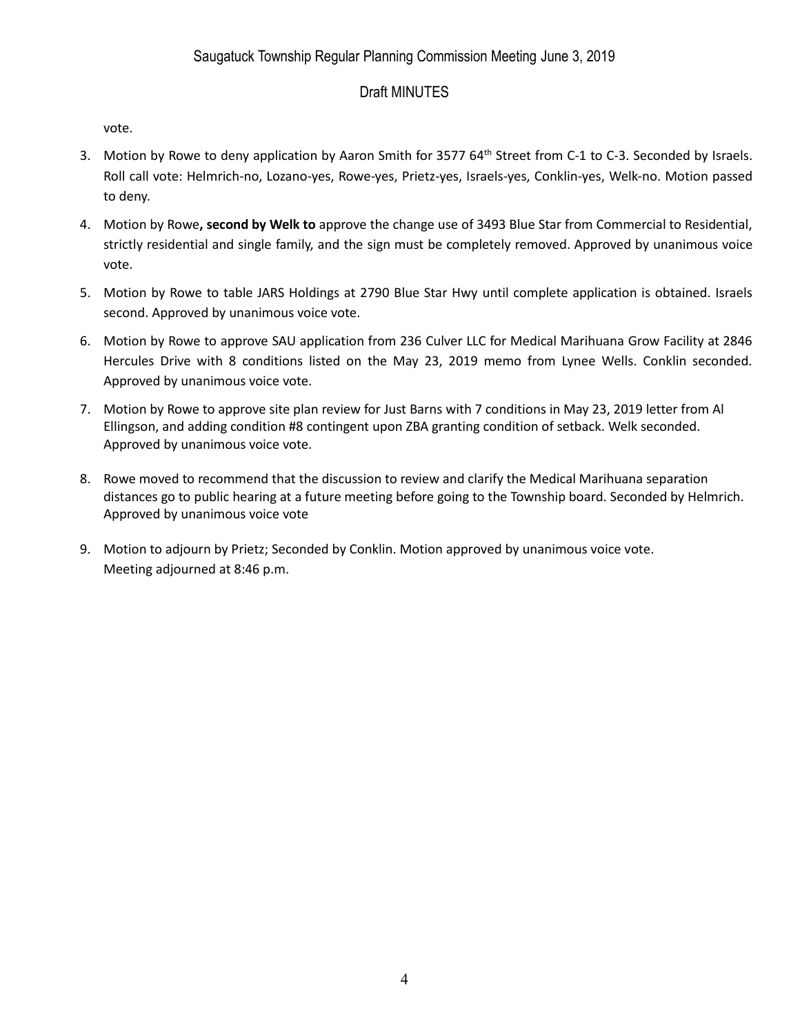vote.

3. Motion by Rowe to deny application by Aaron Smith for 3577 64th Street from C-1 to C-3. Seconded by Israels. Roll call vote: Helmrich-no, Lozano-yes, Rowe-yes, Prietz-yes, Israels-yes, Conklin-yes, Welk-no. Motion passed to deny.

4. Motion by Rowe**, second by Welk to** approve the change use of 3493 Blue Star from Commercial to Residential, strictly residential and single family, and the sign must be completely removed. Approved by unanimous voice vote.

5. Motion by Rowe to table JARS Holdings at 2790 Blue Star Hwy until complete application is obtained. Israels second. Approved by unanimous voice vote.

6. Motion by Rowe to approve SAU application from 236 Culver LLC for Medical Marihuana Grow Facility at 2846 Hercules Drive with 8 conditions listed on the May 23, 2019 memo from Lynee Wells. Conklin seconded. Approved by unanimous voice vote.

7. Motion by Rowe to approve site plan review for Just Barns with 7 conditions in May 23, 2019 letter from Al Ellingson, and adding condition #8 contingent upon ZBA granting condition of setback. Welk seconded. Approved by unanimous voice vote.

8. Rowe moved to recommend that the discussion to review and clarify the Medical Marihuana separation distances go to public hearing at a future meeting before going to the Township board. Seconded by Helmrich. Approved by unanimous voice vote

9. Motion to adjourn by Prietz; Seconded by Conklin. Motion approved by unanimous voice vote.
   Meeting adjourned at 8:46 p.m.